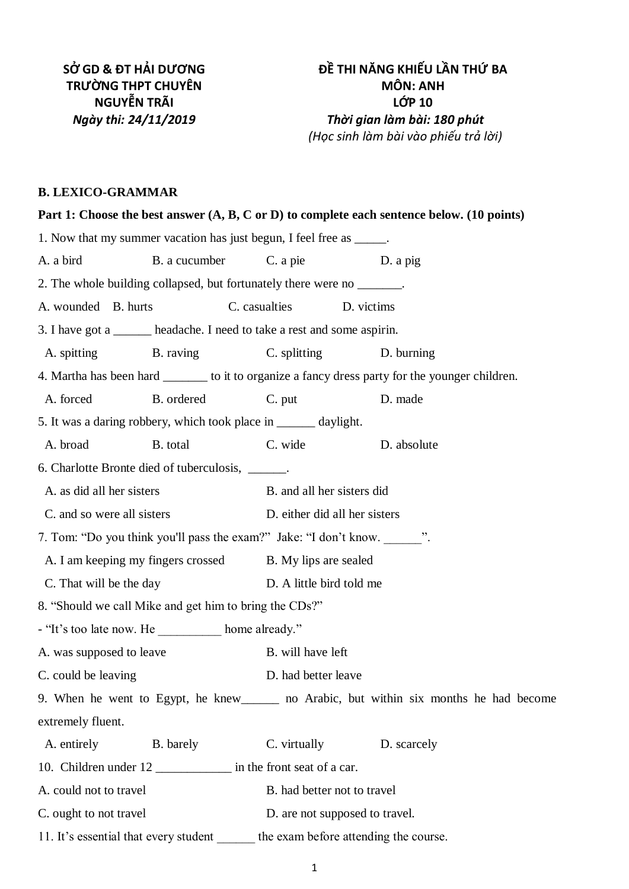**SỞ GD & ĐT HẢI DƯƠNG**
**TRƯỜNG THPT CHUYÊN NGUYỄN TRÃI**
***Ngày thi: 24/11/2019***

**ĐỀ THI NĂNG KHIẾU LẦN THỨ BA**
**MÔN: ANH**
**LỚP 10**
***Thời gian làm bài: 180 phút***
*(Học sinh làm bài vào phiếu trả lời)*

**B. LEXICO-GRAMMAR**

**Part 1: Choose the best answer (A, B, C or D) to complete each sentence below. (10 points)**

1. Now that my summer vacation has just begun, I feel free as _____.

A. a bird B. a cucumber C. a pie D. a pig

2. The whole building collapsed, but fortunately there were no _______.

A. wounded B. hurts C. casualties D. victims

3. I have got a ______ headache. I need to take a rest and some aspirin.

A. spitting B. raving C. splitting D. burning

4. Martha has been hard _______ to it to organize a fancy dress party for the younger children.

A. forced B. ordered C. put D. made

5. It was a daring robbery, which took place in ______ daylight.

A. broad B. total C. wide D. absolute

6. Charlotte Bronte died of tuberculosis, ______.

A. as did all her sisters B. and all her sisters did

C. and so were all sisters D. either did all her sisters

7. Tom: "Do you think you'll pass the exam?" Jake: "I don't know. ______".

A. I am keeping my fingers crossed B. My lips are sealed

C. That will be the day D. A little bird told me

8. "Should we call Mike and get him to bring the CDs?"

- "It's too late now. He __________ home already."

A. was supposed to leave B. will have left

C. could be leaving D. had better leave

9. When he went to Egypt, he knew______ no Arabic, but within six months he had become extremely fluent.

A. entirely B. barely C. virtually D. scarcely

10. Children under 12 ____________ in the front seat of a car.

A. could not to travel B. had better not to travel

C. ought to not travel D. are not supposed to travel.

11. It's essential that every student ______ the exam before attending the course.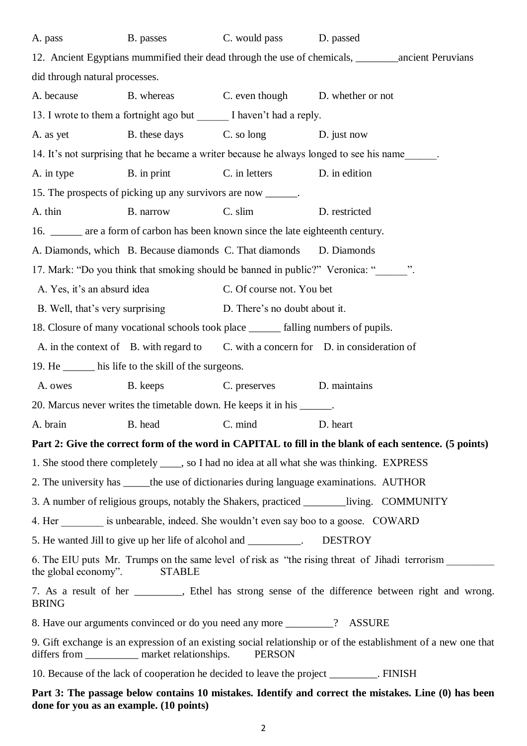A. pass B. passes C. would pass D. passed

12. Ancient Egyptians mummified their dead through the use of chemicals, ________ancient Peruvians did through natural processes.

A. because B. whereas C. even though D. whether or not

13. I wrote to them a fortnight ago but ______ I haven't had a reply.

A. as yet B. these days C. so long D. just now

14. It's not surprising that he became a writer because he always longed to see his name______.

A. in type B. in print C. in letters D. in edition

15. The prospects of picking up any survivors are now ______.

A. thin B. narrow C. slim D. restricted

16. ______ are a form of carbon has been known since the late eighteenth century.

A. Diamonds, which B. Because diamonds C. That diamonds D. Diamonds

17. Mark: "Do you think that smoking should be banned in public?" Veronica: "______".

A. Yes, it's an absurd idea C. Of course not. You bet

B. Well, that's very surprising D. There's no doubt about it.

18. Closure of many vocational schools took place ______ falling numbers of pupils.

A. in the context of B. with regard to C. with a concern for D. in consideration of

19. He ______ his life to the skill of the surgeons.

A. owes B. keeps C. preserves D. maintains

20. Marcus never writes the timetable down. He keeps it in his ______.

A. brain B. head C. mind D. heart

**Part 2: Give the correct form of the word in CAPITAL to fill in the blank of each sentence. (5 points)**

1. She stood there completely ____, so I had no idea at all what she was thinking. EXPRESS

2. The university has _____the use of dictionaries during language examinations. AUTHOR

3. A number of religious groups, notably the Shakers, practiced ________living. COMMUNITY

4. Her ________ is unbearable, indeed. She wouldn't even say boo to a goose. COWARD

5. He wanted Jill to give up her life of alcohol and __________. DESTROY

6. The EIU puts Mr. Trumps on the same level of risk as "the rising threat of Jihadi terrorism _________ the global economy". STABLE

7. As a result of her _________, Ethel has strong sense of the difference between right and wrong. BRING

8. Have our arguments convinced or do you need any more _________? ASSURE

9. Gift exchange is an expression of an existing social relationship or of the establishment of a new one that differs from __________ market relationships. PERSON

10. Because of the lack of cooperation he decided to leave the project _________. FINISH

**Part 3: The passage below contains 10 mistakes. Identify and correct the mistakes. Line (0) has been done for you as an example. (10 points)**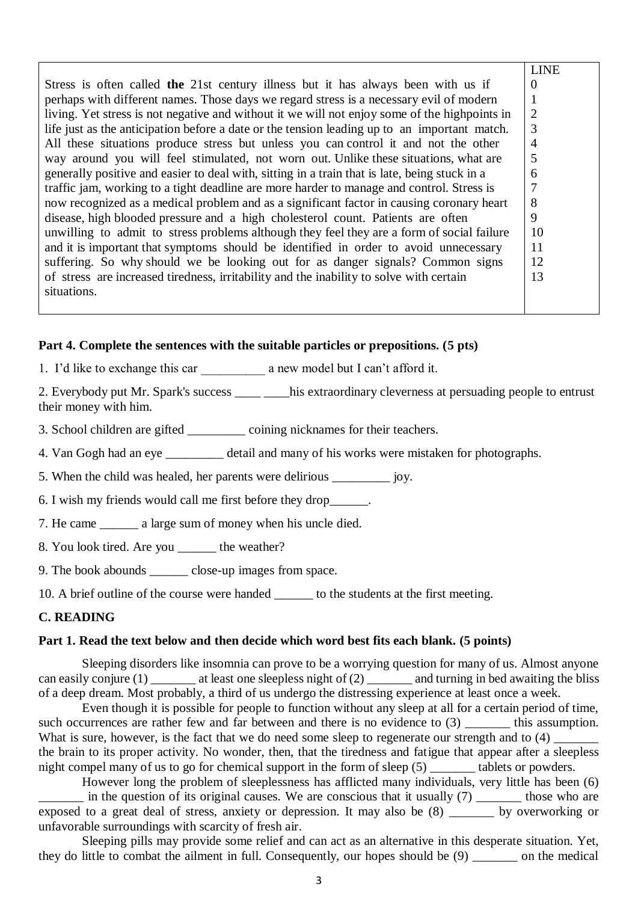| | LINE |
|---|---|
| Stress is often called **the** 21st century illness but it has always been with us if | 0 |
| perhaps with different names. Those days we regard stress is a necessary evil of modern | 1 |
| living. Yet stress is not negative and without it we will not enjoy some of the highpoints in | 2 |
| life just as the anticipation before a date or the tension leading up to an important match. | 3 |
| All these situations produce stress but unless you can control it and not the other | 4 |
| way around you will feel stimulated, not worn out. Unlike these situations, what are | 5 |
| generally positive and easier to deal with, sitting in a train that is late, being stuck in a | 6 |
| traffic jam, working to a tight deadline are more harder to manage and control. Stress is | 7 |
| now recognized as a medical problem and as a significant factor in causing coronary heart | 8 |
| disease, high blooded pressure and a high cholesterol count. Patients are often | 9 |
| unwilling to admit to stress problems although they feel they are a form of social failure | 10 |
| and it is important that symptoms should be identified in order to avoid unnecessary | 11 |
| suffering. So why should we be looking out for as danger signals? Common signs | 12 |
| of stress are increased tiredness, irritability and the inability to solve with certain situations. | 13 |

**Part 4. Complete the sentences with the suitable particles or prepositions. (5 pts)**

1. I'd like to exchange this car __________ a new model but I can't afford it.

2. Everybody put Mr. Spark's success ____ ____his extraordinary cleverness at persuading people to entrust their money with him.

3. School children are gifted _________ coining nicknames for their teachers.

4. Van Gogh had an eye _________ detail and many of his works were mistaken for photographs.

5. When the child was healed, her parents were delirious _________ joy.

6. I wish my friends would call me first before they drop______.

7. He came ______ a large sum of money when his uncle died.

8. You look tired. Are you ______ the weather?

9. The book abounds ______ close-up images from space.

10. A brief outline of the course were handed ______ to the students at the first meeting.

## C. READING

**Part 1. Read the text below and then decide which word best fits each blank. (5 points)**

Sleeping disorders like insomnia can prove to be a worrying question for many of us. Almost anyone can easily conjure (1) _______ at least one sleepless night of (2) _______ and turning in bed awaiting the bliss of a deep dream. Most probably, a third of us undergo the distressing experience at least once a week.

Even though it is possible for people to function without any sleep at all for a certain period of time, such occurrences are rather few and far between and there is no evidence to (3) _______ this assumption. What is sure, however, is the fact that we do need some sleep to regenerate our strength and to (4) _______ the brain to its proper activity. No wonder, then, that the tiredness and fatigue that appear after a sleepless night compel many of us to go for chemical support in the form of sleep (5) _______ tablets or powders.

However long the problem of sleeplessness has afflicted many individuals, very little has been (6) _______ in the question of its original causes. We are conscious that it usually (7) _______ those who are exposed to a great deal of stress, anxiety or depression. It may also be (8) _______ by overworking or unfavorable surroundings with scarcity of fresh air.

Sleeping pills may provide some relief and can act as an alternative in this desperate situation. Yet, they do little to combat the ailment in full. Consequently, our hopes should be (9) _______ on the medical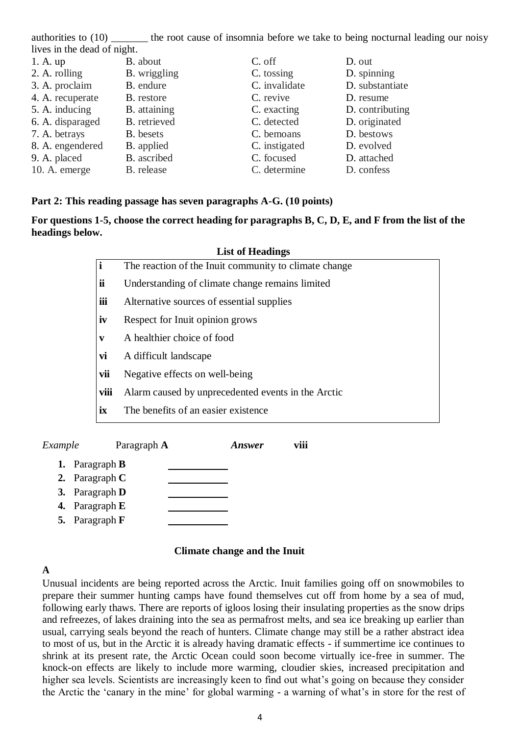authorities to (10) _______ the root cause of insomnia before we take to being nocturnal leading our noisy lives in the dead of night.

| | | | |
|---|---|---|---|
| 1. A. up | B. about | C. off | D. out |
| 2. A. rolling | B. wriggling | C. tossing | D. spinning |
| 3. A. proclaim | B. endure | C. invalidate | D. substantiate |
| 4. A. recuperate | B. restore | C. revive | D. resume |
| 5. A. inducing | B. attaining | C. exacting | D. contributing |
| 6. A. disparaged | B. retrieved | C. detected | D. originated |
| 7. A. betrays | B. besets | C. bemoans | D. bestows |
| 8. A. engendered | B. applied | C. instigated | D. evolved |
| 9. A. placed | B. ascribed | C. focused | D. attached |
| 10. A. emerge | B. release | C. determine | D. confess |

**Part 2: This reading passage has seven paragraphs A-G. (10 points)**

**For questions 1-5, choose the correct heading for paragraphs B, C, D, E, and F from the list of the headings below.**

**List of Headings**

| | |
|---|---|
| **i** | The reaction of the Inuit community to climate change |
| **ii** | Understanding of climate change remains limited |
| **iii** | Alternative sources of essential supplies |
| **iv** | Respect for Inuit opinion grows |
| **v** | A healthier choice of food |
| **vi** | A difficult landscape |
| **vii** | Negative effects on well-being |
| **viii** | Alarm caused by unprecedented events in the Arctic |
| **ix** | The benefits of an easier existence |

*Example* Paragraph **A** ***Answer*** **viii**

1. Paragraph **B** ____________
2. Paragraph **C** ____________
3. Paragraph **D** ____________
4. Paragraph **E** ____________
5. Paragraph **F** ____________

**Climate change and the Inuit**

**A**

Unusual incidents are being reported across the Arctic. Inuit families going off on snowmobiles to prepare their summer hunting camps have found themselves cut off from home by a sea of mud, following early thaws. There are reports of igloos losing their insulating properties as the snow drips and refreezes, of lakes draining into the sea as permafrost melts, and sea ice breaking up earlier than usual, carrying seals beyond the reach of hunters. Climate change may still be a rather abstract idea to most of us, but in the Arctic it is already having dramatic effects - if summertime ice continues to shrink at its present rate, the Arctic Ocean could soon become virtually ice-free in summer. The knock-on effects are likely to include more warming, cloudier skies, increased precipitation and higher sea levels. Scientists are increasingly keen to find out what's going on because they consider the Arctic the 'canary in the mine' for global warming - a warning of what's in store for the rest of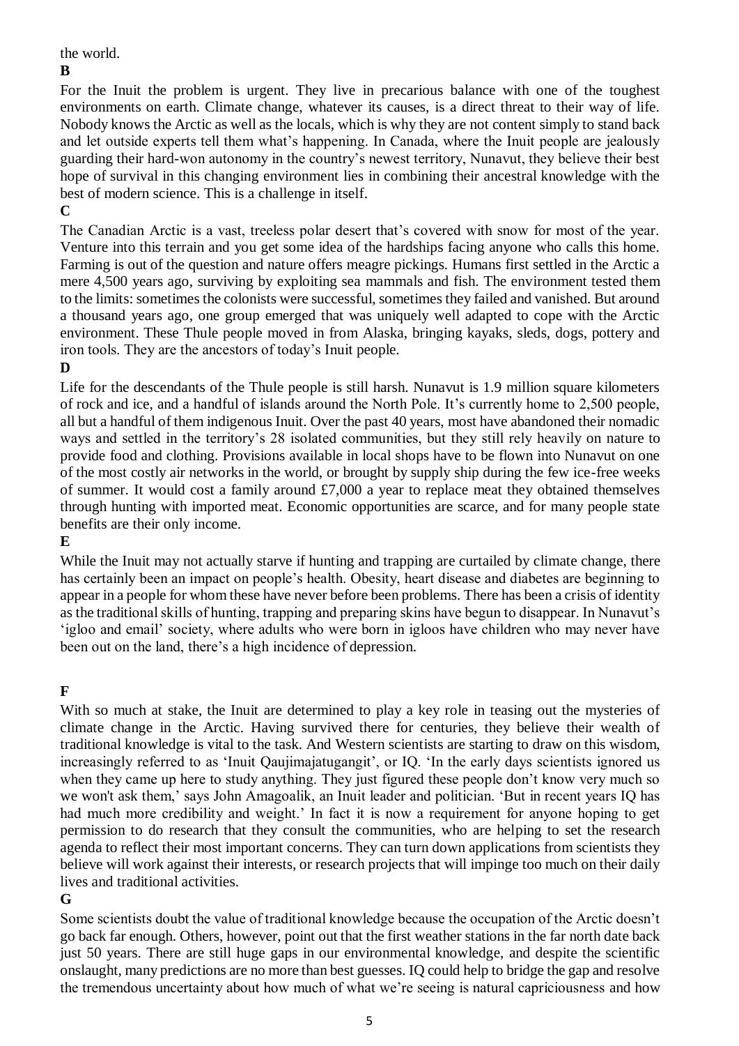the world.

**B**

For the Inuit the problem is urgent. They live in precarious balance with one of the toughest environments on earth. Climate change, whatever its causes, is a direct threat to their way of life. Nobody knows the Arctic as well as the locals, which is why they are not content simply to stand back and let outside experts tell them what's happening. In Canada, where the Inuit people are jealously guarding their hard-won autonomy in the country's newest territory, Nunavut, they believe their best hope of survival in this changing environment lies in combining their ancestral knowledge with the best of modern science. This is a challenge in itself.

**C**

The Canadian Arctic is a vast, treeless polar desert that's covered with snow for most of the year. Venture into this terrain and you get some idea of the hardships facing anyone who calls this home. Farming is out of the question and nature offers meagre pickings. Humans first settled in the Arctic a mere 4,500 years ago, surviving by exploiting sea mammals and fish. The environment tested them to the limits: sometimes the colonists were successful, sometimes they failed and vanished. But around a thousand years ago, one group emerged that was uniquely well adapted to cope with the Arctic environment. These Thule people moved in from Alaska, bringing kayaks, sleds, dogs, pottery and iron tools. They are the ancestors of today's Inuit people.

**D**

Life for the descendants of the Thule people is still harsh. Nunavut is 1.9 million square kilometers of rock and ice, and a handful of islands around the North Pole. It's currently home to 2,500 people, all but a handful of them indigenous Inuit. Over the past 40 years, most have abandoned their nomadic ways and settled in the territory's 28 isolated communities, but they still rely heavily on nature to provide food and clothing. Provisions available in local shops have to be flown into Nunavut on one of the most costly air networks in the world, or brought by supply ship during the few ice-free weeks of summer. It would cost a family around £7,000 a year to replace meat they obtained themselves through hunting with imported meat. Economic opportunities are scarce, and for many people state benefits are their only income.

**E**

While the Inuit may not actually starve if hunting and trapping are curtailed by climate change, there has certainly been an impact on people's health. Obesity, heart disease and diabetes are beginning to appear in a people for whom these have never before been problems. There has been a crisis of identity as the traditional skills of hunting, trapping and preparing skins have begun to disappear. In Nunavut's 'igloo and email' society, where adults who were born in igloos have children who may never have been out on the land, there's a high incidence of depression.

**F**

With so much at stake, the Inuit are determined to play a key role in teasing out the mysteries of climate change in the Arctic. Having survived there for centuries, they believe their wealth of traditional knowledge is vital to the task. And Western scientists are starting to draw on this wisdom, increasingly referred to as 'Inuit Qaujimajatugangit', or IQ. 'In the early days scientists ignored us when they came up here to study anything. They just figured these people don't know very much so we won't ask them,' says John Amagoalik, an Inuit leader and politician. 'But in recent years IQ has had much more credibility and weight.' In fact it is now a requirement for anyone hoping to get permission to do research that they consult the communities, who are helping to set the research agenda to reflect their most important concerns. They can turn down applications from scientists they believe will work against their interests, or research projects that will impinge too much on their daily lives and traditional activities.

**G**

Some scientists doubt the value of traditional knowledge because the occupation of the Arctic doesn't go back far enough. Others, however, point out that the first weather stations in the far north date back just 50 years. There are still huge gaps in our environmental knowledge, and despite the scientific onslaught, many predictions are no more than best guesses. IQ could help to bridge the gap and resolve the tremendous uncertainty about how much of what we're seeing is natural capriciousness and how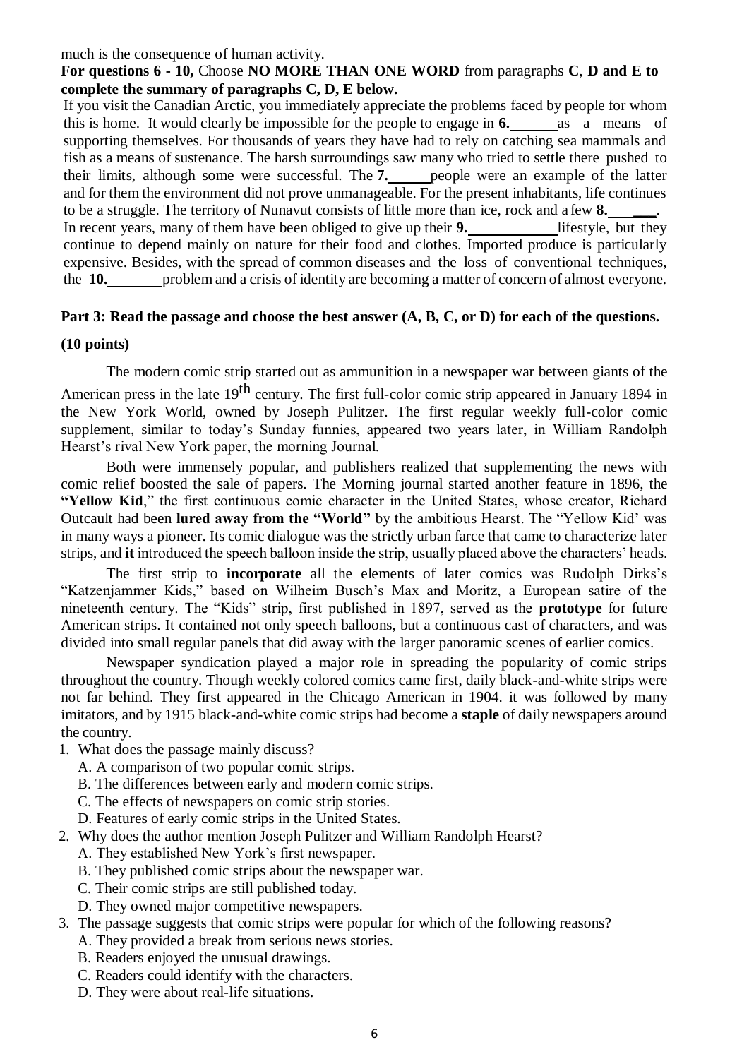much is the consequence of human activity.

**For questions 6 - 10,** Choose **NO MORE THAN ONE WORD** from paragraphs **C**, **D and E to complete the summary of paragraphs C, D, E below.**

If you visit the Canadian Arctic, you immediately appreciate the problems faced by people for whom this is home. It would clearly be impossible for the people to engage in **6.** ______ as a means of supporting themselves. For thousands of years they have had to rely on catching sea mammals and fish as a means of sustenance. The harsh surroundings saw many who tried to settle there pushed to their limits, although some were successful. The **7.** ______ people were an example of the latter and for them the environment did not prove unmanageable. For the present inhabitants, life continues to be a struggle. The territory of Nunavut consists of little more than ice, rock and a few **8.** ______. In recent years, many of them have been obliged to give up their **9.** ____________ lifestyle, but they continue to depend mainly on nature for their food and clothes. Imported produce is particularly expensive. Besides, with the spread of common diseases and the loss of conventional techniques, the **10.** ________ problem and a crisis of identity are becoming a matter of concern of almost everyone.

**Part 3: Read the passage and choose the best answer (A, B, C, or D) for each of the questions.**

**(10 points)**

The modern comic strip started out as ammunition in a newspaper war between giants of the American press in the late 19th century. The first full-color comic strip appeared in January 1894 in the New York World, owned by Joseph Pulitzer. The first regular weekly full-color comic supplement, similar to today's Sunday funnies, appeared two years later, in William Randolph Hearst's rival New York paper, the morning Journal.

Both were immensely popular, and publishers realized that supplementing the news with comic relief boosted the sale of papers. The Morning journal started another feature in 1896, the **"Yellow Kid**," the first continuous comic character in the United States, whose creator, Richard Outcault had been **lured away from the "World"** by the ambitious Hearst. The "Yellow Kid' was in many ways a pioneer. Its comic dialogue was the strictly urban farce that came to characterize later strips, and **it** introduced the speech balloon inside the strip, usually placed above the characters' heads.

The first strip to **incorporate** all the elements of later comics was Rudolph Dirks's "Katzenjammer Kids," based on Wilheim Busch's Max and Moritz, a European satire of the nineteenth century. The "Kids" strip, first published in 1897, served as the **prototype** for future American strips. It contained not only speech balloons, but a continuous cast of characters, and was divided into small regular panels that did away with the larger panoramic scenes of earlier comics.

Newspaper syndication played a major role in spreading the popularity of comic strips throughout the country. Though weekly colored comics came first, daily black-and-white strips were not far behind. They first appeared in the Chicago American in 1904. it was followed by many imitators, and by 1915 black-and-white comic strips had become a **staple** of daily newspapers around the country.

1. What does the passage mainly discuss?
   A. A comparison of two popular comic strips.
   B. The differences between early and modern comic strips.
   C. The effects of newspapers on comic strip stories.
   D. Features of early comic strips in the United States.
2. Why does the author mention Joseph Pulitzer and William Randolph Hearst?
   A. They established New York's first newspaper.
   B. They published comic strips about the newspaper war.
   C. Their comic strips are still published today.
   D. They owned major competitive newspapers.
3. The passage suggests that comic strips were popular for which of the following reasons?
   A. They provided a break from serious news stories.
   B. Readers enjoyed the unusual drawings.
   C. Readers could identify with the characters.
   D. They were about real-life situations.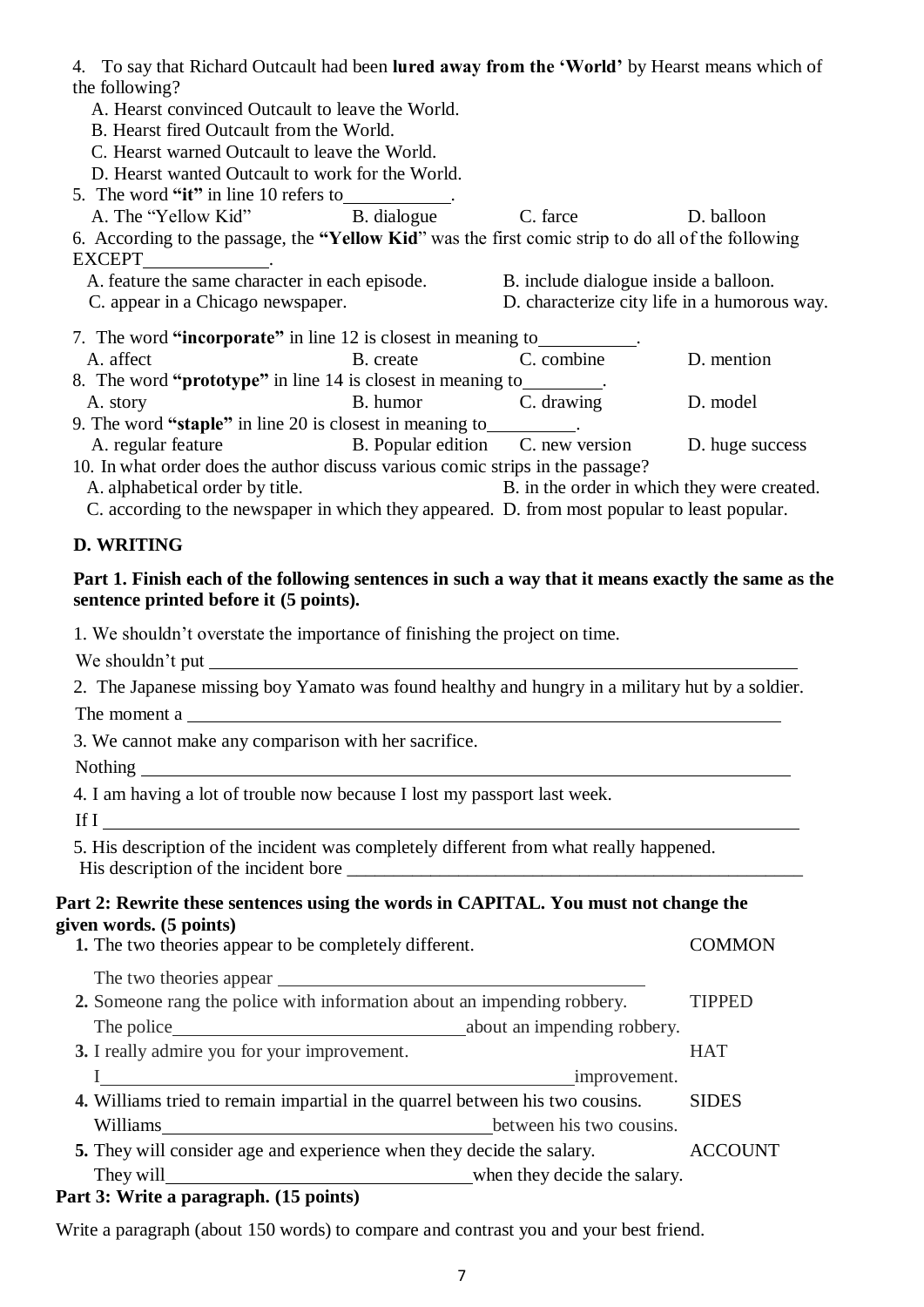4. To say that Richard Outcault had been **lured away from the 'World'** by Hearst means which of the following?

A. Hearst convinced Outcault to leave the World.
B. Hearst fired Outcault from the World.
C. Hearst warned Outcault to leave the World.
D. Hearst wanted Outcault to work for the World.

5. The word **"it"** in line 10 refers to___________.

A. The "Yellow Kid" B. dialogue C. farce D. balloon

6. According to the passage, the **"Yellow Kid"** was the first comic strip to do all of the following EXCEPT_____________.

A. feature the same character in each episode. B. include dialogue inside a balloon.
C. appear in a Chicago newspaper. D. characterize city life in a humorous way.

7. The word **"incorporate"** in line 12 is closest in meaning to__________.

A. affect B. create C. combine D. mention

8. The word **"prototype"** in line 14 is closest in meaning to________.

A. story B. humor C. drawing D. model

9. The word **"staple"** in line 20 is closest in meaning to_________.

A. regular feature B. Popular edition C. new version D. huge success

10. In what order does the author discuss various comic strips in the passage?

A. alphabetical order by title. B. in the order in which they were created.
C. according to the newspaper in which they appeared. D. from most popular to least popular.

## D. WRITING

**Part 1. Finish each of the following sentences in such a way that it means exactly the same as the sentence printed before it (5 points).**

1. We shouldn't overstate the importance of finishing the project on time.

We shouldn't put ______________________________________________

2. The Japanese missing boy Yamato was found healthy and hungry in a military hut by a soldier.

The moment a ______________________________________________

3. We cannot make any comparison with her sacrifice.

Nothing ______________________________________________

4. I am having a lot of trouble now because I lost my passport last week.

If I ______________________________________________

5. His description of the incident was completely different from what really happened.

His description of the incident bore ______________________________________________

**Part 2: Rewrite these sentences using the words in CAPITAL. You must not change the given words. (5 points)**

**1.** The two theories appear to be completely different. COMMON

The two theories appear ______________________________

**2.** Someone rang the police with information about an impending robbery. TIPPED

The police______________________________about an impending robbery.

**3.** I really admire you for your improvement. HAT

I______________________________improvement.

**4.** Williams tried to remain impartial in the quarrel between his two cousins. SIDES

Williams______________________________between his two cousins.

**5.** They will consider age and experience when they decide the salary. ACCOUNT

They will______________________________when they decide the salary.

**Part 3: Write a paragraph. (15 points)**

Write a paragraph (about 150 words) to compare and contrast you and your best friend.